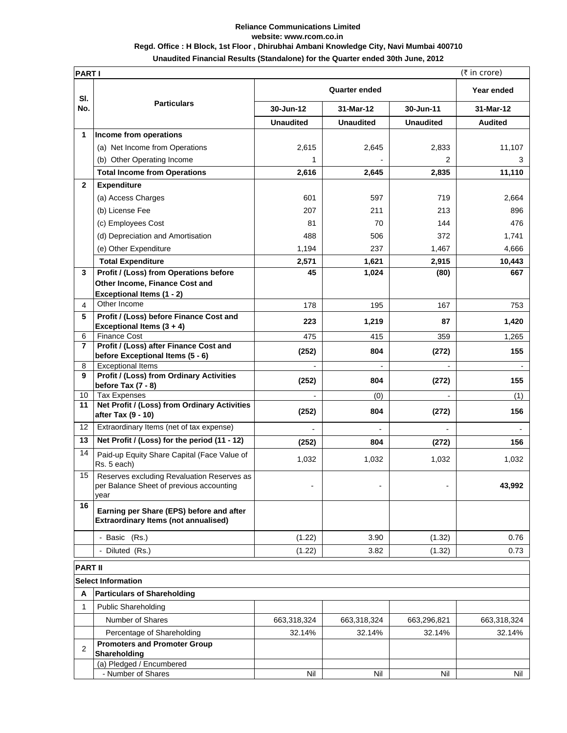**Reliance Communications Limited**

**website: www.rcom.co.in**

**Regd. Office : H Block, 1st Floor , Dhirubhai Ambani Knowledge City, Navi Mumbai 400710**

**Unaudited Financial Results (Standalone) for the Quarter ended 30th June, 2012**

| **PART I** | | | | | (₹ in crore) |
|---|---|---|---|---|---|
| **Sl. No.** | **Particulars** | **Quarter ended** | | | **Year ended** |
| | | **30-Jun-12** | **31-Mar-12** | **30-Jun-11** | **31-Mar-12** |
| | | **Unaudited** | **Unaudited** | **Unaudited** | **Audited** |
| **1** | **Income from operations** | | | | |
| | (a) Net Income from Operations | 2,615 | 2,645 | 2,833 | 11,107 |
| | (b) Other Operating Income | 1 | - | 2 | 3 |
| | **Total Income from Operations** | **2,616** | **2,645** | **2,835** | **11,110** |
| **2** | **Expenditure** | | | | |
| | (a) Access Charges | 601 | 597 | 719 | 2,664 |
| | (b) License Fee | 207 | 211 | 213 | 896 |
| | (c) Employees Cost | 81 | 70 | 144 | 476 |
| | (d) Depreciation and Amortisation | 488 | 506 | 372 | 1,741 |
| | (e) Other Expenditure | 1,194 | 237 | 1,467 | 4,666 |
| | **Total Expenditure** | **2,571** | **1,621** | **2,915** | **10,443** |
| **3** | **Profit / (Loss) from Operations before Other Income, Finance Cost and Exceptional Items (1 - 2)** | **45** | **1,024** | **(80)** | **667** |
| 4 | Other Income | 178 | 195 | 167 | 753 |
| **5** | **Profit / (Loss) before Finance Cost and Exceptional Items (3 + 4)** | **223** | **1,219** | **87** | **1,420** |
| 6 | Finance Cost | 475 | 415 | 359 | 1,265 |
| **7** | **Profit / (Loss) after Finance Cost and before Exceptional Items (5 - 6)** | **(252)** | **804** | **(272)** | **155** |
| 8 | Exceptional Items | - | - | - | - |
| **9** | **Profit / (Loss) from Ordinary Activities before Tax (7 - 8)** | **(252)** | **804** | **(272)** | **155** |
| 10 | Tax Expenses | - | (0) | - | (1) |
| **11** | **Net Profit / (Loss) from Ordinary Activities after Tax (9 - 10)** | **(252)** | **804** | **(272)** | **156** |
| 12 | Extraordinary Items (net of tax expense) | - | - | - | - |
| **13** | **Net Profit / (Loss) for the period (11 - 12)** | **(252)** | **804** | **(272)** | **156** |
| 14 | Paid-up Equity Share Capital (Face Value of Rs. 5 each) | 1,032 | 1,032 | 1,032 | 1,032 |
| 15 | Reserves excluding Revaluation Reserves as per Balance Sheet of previous accounting year | - | - | - | **43,992** |
| **16** | **Earning per Share (EPS) before and after Extraordinary Items (not annualised)** | | | | |
| | - Basic (Rs.) | (1.22) | 3.90 | (1.32) | 0.76 |
| | - Diluted (Rs.) | (1.22) | 3.82 | (1.32) | 0.73 |
| **PART II** | | | | | |
| **Select Information** | | | | | |
| **A** | **Particulars of Shareholding** | | | | |
| 1 | Public Shareholding | | | | |
| | Number of Shares | 663,318,324 | 663,318,324 | 663,296,821 | 663,318,324 |
| | Percentage of Shareholding | 32.14% | 32.14% | 32.14% | 32.14% |
| 2 | **Promoters and Promoter Group Shareholding** | | | | |
| | (a) Pledged / Encumbered | | | | |
| | - Number of Shares | Nil | Nil | Nil | Nil |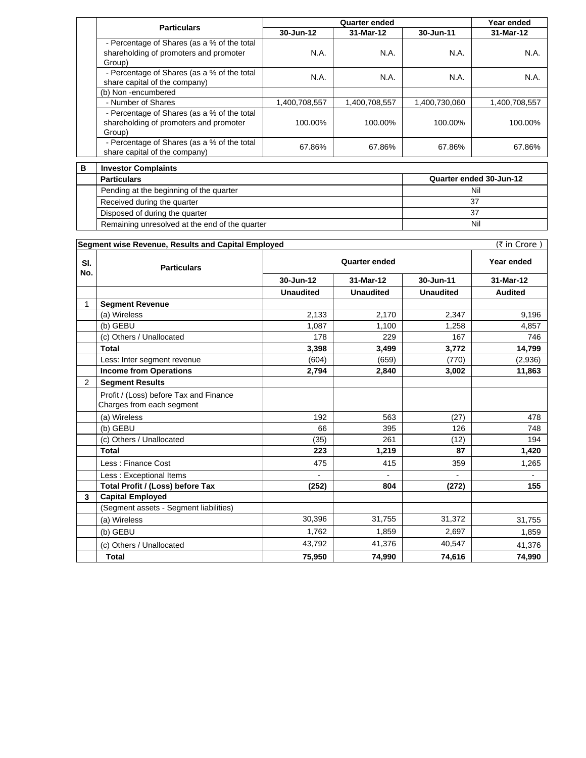| | Particulars | Quarter ended | | | Year ended |
|---|---|---|---|---|---|
| | | 30-Jun-12 | 31-Mar-12 | 30-Jun-11 | 31-Mar-12 |
| | - Percentage of Shares (as a % of the total shareholding of promoters and promoter Group) | N.A. | N.A. | N.A. | N.A. |
| | - Percentage of Shares (as a % of the total share capital of the company) | N.A. | N.A. | N.A. | N.A. |
| | (b) Non -encumbered | | | | |
| | - Number of Shares | 1,400,708,557 | 1,400,708,557 | 1,400,730,060 | 1,400,708,557 |
| | - Percentage of Shares (as a % of the total shareholding of promoters and promoter Group) | 100.00% | 100.00% | 100.00% | 100.00% |
| | - Percentage of Shares (as a % of the total share capital of the company) | 67.86% | 67.86% | 67.86% | 67.86% |

| B | Investor Complaints | |
|---|---|---|
| | **Particulars** | **Quarter ended 30-Jun-12** |
| | Pending at the beginning of the quarter | Nil |
| | Received during the quarter | 37 |
| | Disposed of during the quarter | 37 |
| | Remaining unresolved at the end of the quarter | Nil |

**Segment wise Revenue, Results and Capital Employed** (₹ in Crore )

| Sl. No. | Particulars | Quarter ended | | | Year ended |
|---|---|---|---|---|---|
| | | 30-Jun-12 | 31-Mar-12 | 30-Jun-11 | 31-Mar-12 |
| | | Unaudited | Unaudited | Unaudited | Audited |
| 1 | **Segment Revenue** | | | | |
| | (a) Wireless | 2,133 | 2,170 | 2,347 | 9,196 |
| | (b) GEBU | 1,087 | 1,100 | 1,258 | 4,857 |
| | (c) Others / Unallocated | 178 | 229 | 167 | 746 |
| | **Total** | **3,398** | **3,499** | **3,772** | **14,799** |
| | Less: Inter segment revenue | (604) | (659) | (770) | (2,936) |
| | **Income from Operations** | **2,794** | **2,840** | **3,002** | **11,863** |
| 2 | **Segment Results** | | | | |
| | Profit / (Loss) before Tax and Finance Charges from each segment | | | | |
| | (a) Wireless | 192 | 563 | (27) | 478 |
| | (b) GEBU | 66 | 395 | 126 | 748 |
| | (c) Others / Unallocated | (35) | 261 | (12) | 194 |
| | **Total** | **223** | **1,219** | **87** | **1,420** |
| | Less : Finance Cost | 475 | 415 | 359 | 1,265 |
| | Less : Exceptional Items | - | - | - | - |
| | **Total Profit / (Loss) before Tax** | **(252)** | **804** | **(272)** | **155** |
| **3** | **Capital Employed** | | | | |
| | (Segment assets - Segment liabilities) | | | | |
| | (a) Wireless | 30,396 | 31,755 | 31,372 | 31,755 |
| | (b) GEBU | 1,762 | 1,859 | 2,697 | 1,859 |
| | (c) Others / Unallocated | 43,792 | 41,376 | 40,547 | 41,376 |
| | **Total** | **75,950** | **74,990** | **74,616** | **74,990** |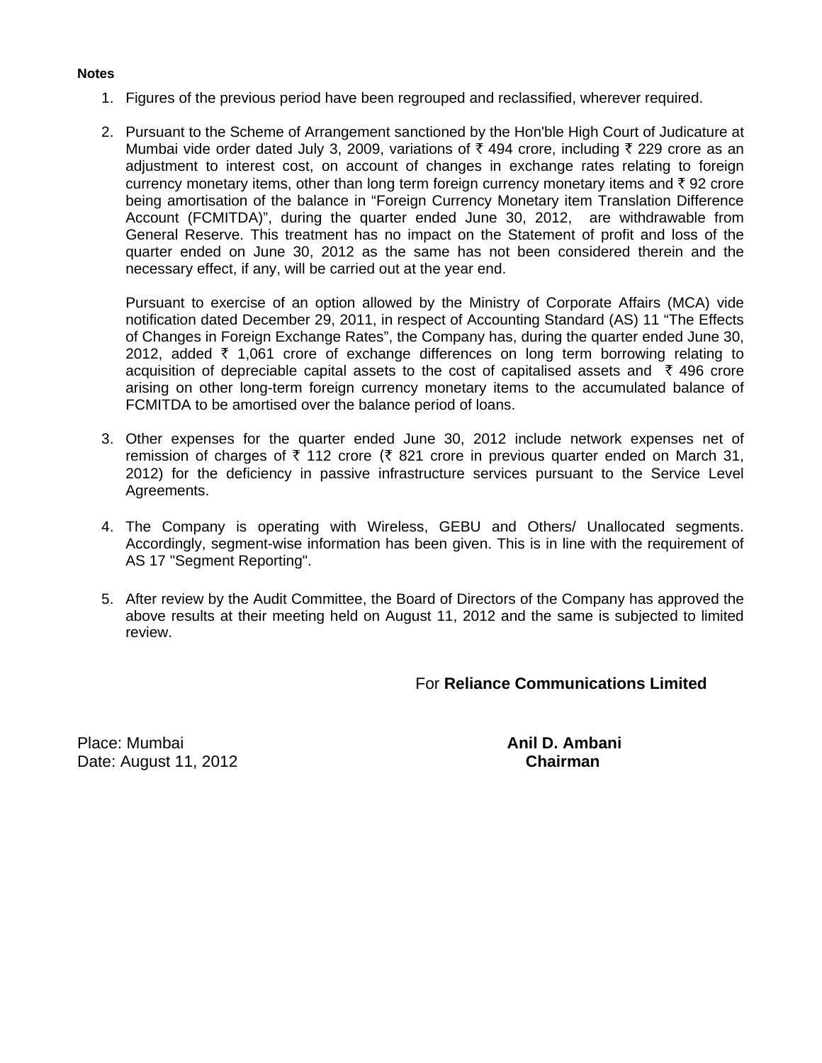**Notes**

1. Figures of the previous period have been regrouped and reclassified, wherever required.

2. Pursuant to the Scheme of Arrangement sanctioned by the Hon'ble High Court of Judicature at Mumbai vide order dated July 3, 2009, variations of ₹ 494 crore, including ₹ 229 crore as an adjustment to interest cost, on account of changes in exchange rates relating to foreign currency monetary items, other than long term foreign currency monetary items and ₹ 92 crore being amortisation of the balance in “Foreign Currency Monetary item Translation Difference Account (FCMITDA)”, during the quarter ended June 30, 2012, are withdrawable from General Reserve. This treatment has no impact on the Statement of profit and loss of the quarter ended on June 30, 2012 as the same has not been considered therein and the necessary effect, if any, will be carried out at the year end.

   Pursuant to exercise of an option allowed by the Ministry of Corporate Affairs (MCA) vide notification dated December 29, 2011, in respect of Accounting Standard (AS) 11 “The Effects of Changes in Foreign Exchange Rates”, the Company has, during the quarter ended June 30, 2012, added ₹ 1,061 crore of exchange differences on long term borrowing relating to acquisition of depreciable capital assets to the cost of capitalised assets and ₹ 496 crore arising on other long-term foreign currency monetary items to the accumulated balance of FCMITDA to be amortised over the balance period of loans.

3. Other expenses for the quarter ended June 30, 2012 include network expenses net of remission of charges of ₹ 112 crore (₹ 821 crore in previous quarter ended on March 31, 2012) for the deficiency in passive infrastructure services pursuant to the Service Level Agreements.

4. The Company is operating with Wireless, GEBU and Others/ Unallocated segments. Accordingly, segment-wise information has been given. This is in line with the requirement of AS 17 "Segment Reporting".

5. After review by the Audit Committee, the Board of Directors of the Company has approved the above results at their meeting held on August 11, 2012 and the same is subjected to limited review.

For **Reliance Communications Limited**

Place: Mumbai
Date: August 11, 2012

**Anil D. Ambani**
**Chairman**